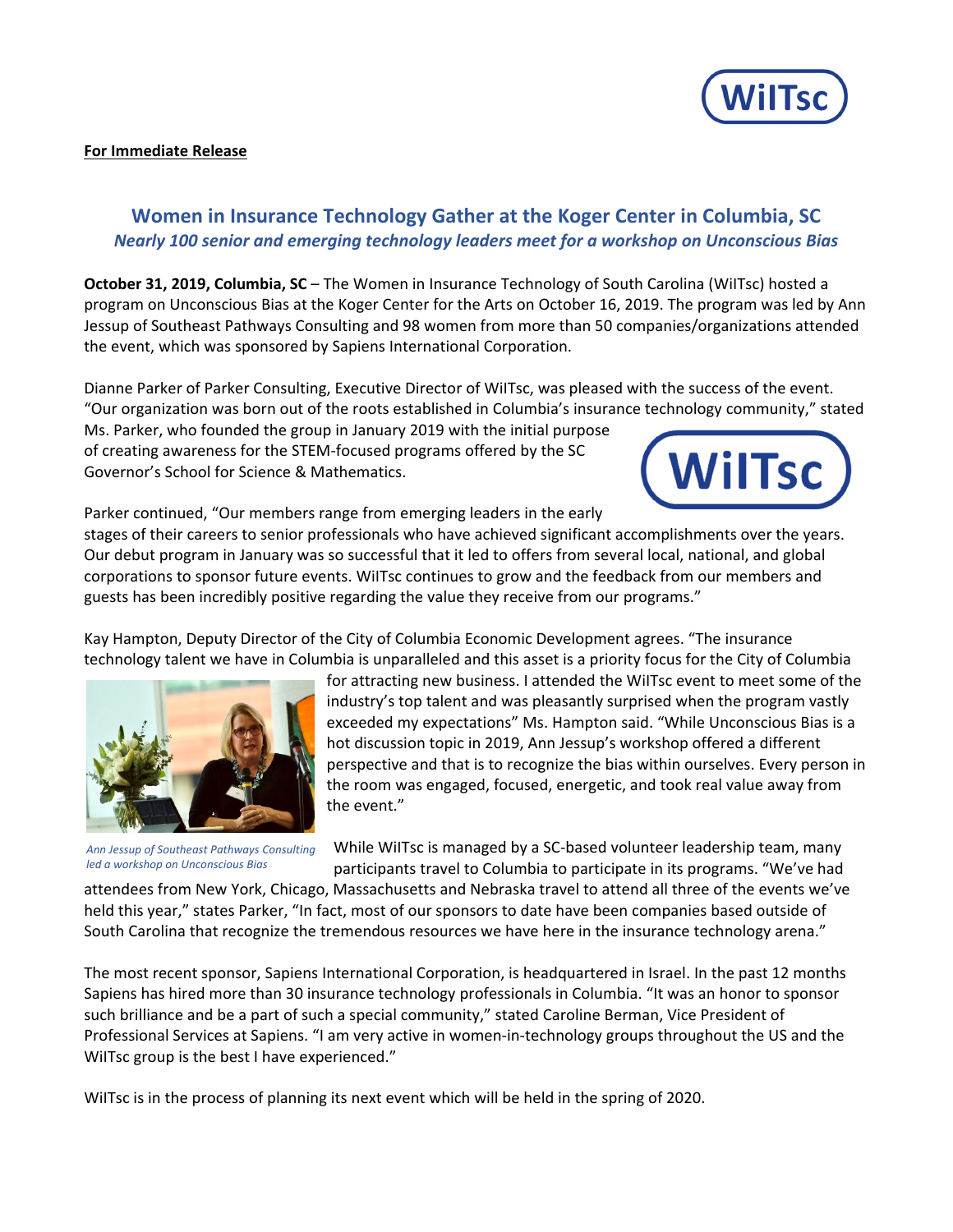**For Immediate Release**

## Women in Insurance Technology Gather at the Koger Center in Columbia, SC

***Nearly 100 senior and emerging technology leaders meet for a workshop on Unconscious Bias***

**October 31, 2019, Columbia, SC** – The Women in Insurance Technology of South Carolina (WiITsc) hosted a program on Unconscious Bias at the Koger Center for the Arts on October 16, 2019. The program was led by Ann Jessup of Southeast Pathways Consulting and 98 women from more than 50 companies/organizations attended the event, which was sponsored by Sapiens International Corporation.

Dianne Parker of Parker Consulting, Executive Director of WiITsc, was pleased with the success of the event. "Our organization was born out of the roots established in Columbia's insurance technology community," stated Ms. Parker, who founded the group in January 2019 with the initial purpose of creating awareness for the STEM-focused programs offered by the SC Governor's School for Science & Mathematics.

Parker continued, "Our members range from emerging leaders in the early stages of their careers to senior professionals who have achieved significant accomplishments over the years. Our debut program in January was so successful that it led to offers from several local, national, and global corporations to sponsor future events. WiITsc continues to grow and the feedback from our members and guests has been incredibly positive regarding the value they receive from our programs."

Kay Hampton, Deputy Director of the City of Columbia Economic Development agrees. "The insurance technology talent we have in Columbia is unparalleled and this asset is a priority focus for the City of Columbia for attracting new business. I attended the WiITsc event to meet some of the industry's top talent and was pleasantly surprised when the program vastly exceeded my expectations" Ms. Hampton said. "While Unconscious Bias is a hot discussion topic in 2019, Ann Jessup's workshop offered a different perspective and that is to recognize the bias within ourselves. Every person in the room was engaged, focused, energetic, and took real value away from the event."

*Ann Jessup of Southeast Pathways Consulting led a workshop on Unconscious Bias*

While WiITsc is managed by a SC-based volunteer leadership team, many participants travel to Columbia to participate in its programs. "We've had attendees from New York, Chicago, Massachusetts and Nebraska travel to attend all three of the events we've held this year," states Parker, "In fact, most of our sponsors to date have been companies based outside of South Carolina that recognize the tremendous resources we have here in the insurance technology arena."

The most recent sponsor, Sapiens International Corporation, is headquartered in Israel. In the past 12 months Sapiens has hired more than 30 insurance technology professionals in Columbia. "It was an honor to sponsor such brilliance and be a part of such a special community," stated Caroline Berman, Vice President of Professional Services at Sapiens. "I am very active in women-in-technology groups throughout the US and the WiITsc group is the best I have experienced."

WiITsc is in the process of planning its next event which will be held in the spring of 2020.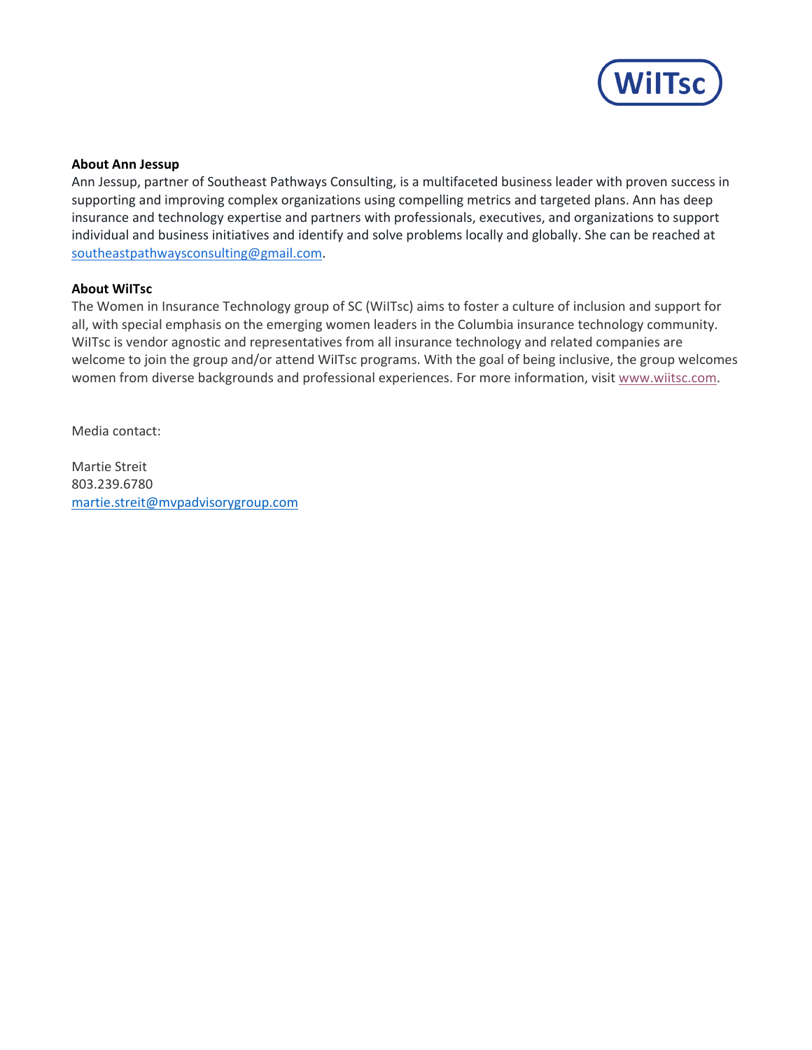WiITsc

**About Ann Jessup**
Ann Jessup, partner of Southeast Pathways Consulting, is a multifaceted business leader with proven success in supporting and improving complex organizations using compelling metrics and targeted plans. Ann has deep insurance and technology expertise and partners with professionals, executives, and organizations to support individual and business initiatives and identify and solve problems locally and globally. She can be reached at southeastpathwaysconsulting@gmail.com.

**About WiITsc**
The Women in Insurance Technology group of SC (WiITsc) aims to foster a culture of inclusion and support for all, with special emphasis on the emerging women leaders in the Columbia insurance technology community. WiITsc is vendor agnostic and representatives from all insurance technology and related companies are welcome to join the group and/or attend WiITsc programs. With the goal of being inclusive, the group welcomes women from diverse backgrounds and professional experiences. For more information, visit www.wiitsc.com.

Media contact:

Martie Streit
803.239.6780
martie.streit@mvpadvisorygroup.com